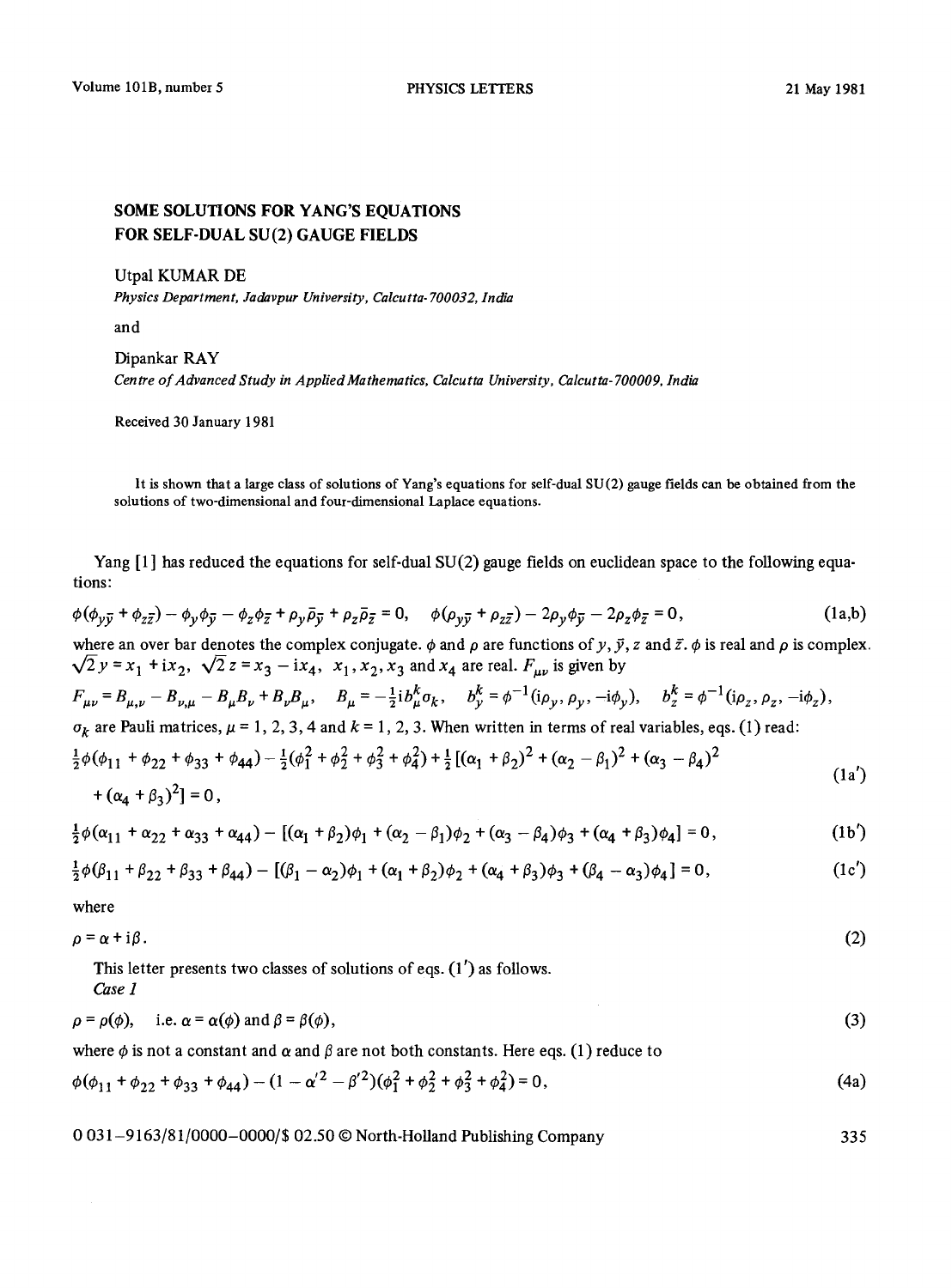# SOME SOLUTIONS FOR YANG'S EQUATIONS FOR SELF-DUAL SU(2) GAUGE FIELDS

Utpal KUMAR DE

*Physics Department, Jadavpur University, Calcutta-700032, India*

and

Dipankar RAY

*Centre of Advanced Study in Applied Mathematics, Calcutta University, Calcutta-700009, India*

Received 30 January 1981

It is shown that a large class of solutions of Yang's equations for self-dual SU(2) gauge fields can be obtained from the solutions of two-dimensional and four-dimensional Laplace equations.

Yang [1] has reduced the equations for self-dual SU(2) gauge fields on euclidean space to the following equations:

$$\phi(\phi_{y\bar{y}} + \phi_{z\bar{z}}) - \phi_y\phi_{\bar{y}} - \phi_z\phi_{\bar{z}} + \rho_y\bar{\rho}_{\bar{y}} + \rho_z\bar{\rho}_{\bar{z}} = 0, \quad \phi(\rho_{y\bar{y}} + \rho_{z\bar{z}}) - 2\rho_y\phi_{\bar{y}} - 2\rho_z\phi_{\bar{z}} = 0, \tag{1a,b}$$

where an over bar denotes the complex conjugate. $\phi$ and $\rho$ are functions of $y, \bar{y}, z$ and $\bar{z}$. $\phi$ is real and $\rho$ is complex. $\sqrt{2}\,y = x_1 + \mathrm{i}x_2$, $\sqrt{2}\,z = x_3 - \mathrm{i}x_4$, $x_1, x_2, x_3$ and $x_4$ are real. $F_{\mu\nu}$ is given by

$$F_{\mu\nu} = B_{\mu,\nu} - B_{\nu,\mu} - B_\mu B_\nu + B_\nu B_\mu, \quad B_\mu = -\tfrac{1}{2}\mathrm{i}b_\mu^k\sigma_k, \quad b_y^k = \phi^{-1}(\mathrm{i}\rho_y, \rho_y, -\mathrm{i}\phi_y), \quad b_z^k = \phi^{-1}(\mathrm{i}\rho_z, \rho_z, -\mathrm{i}\phi_z),$$

$\sigma_k$ are Pauli matrices, $\mu = 1, 2, 3, 4$ and $k = 1, 2, 3$. When written in terms of real variables, eqs. (1) read:

$$\tfrac{1}{2}\phi(\phi_{11} + \phi_{22} + \phi_{33} + \phi_{44}) - \tfrac{1}{2}(\phi_1^2 + \phi_2^2 + \phi_3^2 + \phi_4^2) + \tfrac{1}{2}[(\alpha_1 + \beta_2)^2 + (\alpha_2 - \beta_1)^2 + (\alpha_3 - \beta_4)^2 + (\alpha_4 + \beta_3)^2] = 0, \tag{1a'}$$

$$\tfrac{1}{2}\phi(\alpha_{11} + \alpha_{22} + \alpha_{33} + \alpha_{44}) - [(\alpha_1 + \beta_2)\phi_1 + (\alpha_2 - \beta_1)\phi_2 + (\alpha_3 - \beta_4)\phi_3 + (\alpha_4 + \beta_3)\phi_4] = 0, \tag{1b'}$$

$$\tfrac{1}{2}\phi(\beta_{11} + \beta_{22} + \beta_{33} + \beta_{44}) - [(\beta_1 - \alpha_2)\phi_1 + (\alpha_1 + \beta_2)\phi_2 + (\alpha_4 + \beta_3)\phi_3 + (\beta_4 - \alpha_3)\phi_4] = 0, \tag{1c'}$$

where

$$\rho = \alpha + \mathrm{i}\beta. \tag{2}$$

This letter presents two classes of solutions of eqs. (1') as follows.

*Case 1*

$$\rho = \rho(\phi), \quad \text{i.e. } \alpha = \alpha(\phi) \text{ and } \beta = \beta(\phi), \tag{3}$$

where $\phi$ is not a constant and $\alpha$ and $\beta$ are not both constants. Here eqs. (1) reduce to

$$\phi(\phi_{11} + \phi_{22} + \phi_{33} + \phi_{44}) - (1 - \alpha'^2 - \beta'^2)(\phi_1^2 + \phi_2^2 + \phi_3^2 + \phi_4^2) = 0, \tag{4a}$$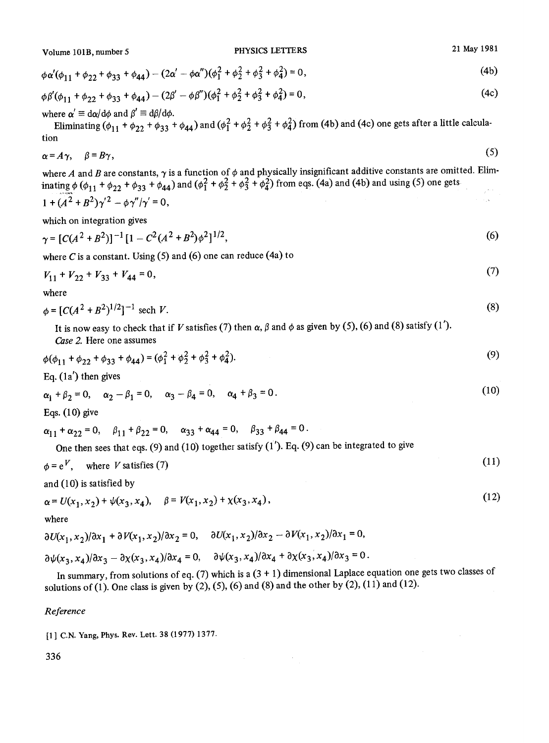$$\phi\alpha'(\phi_{11} + \phi_{22} + \phi_{33} + \phi_{44}) - (2\alpha' - \phi\alpha'')(\phi_1^2 + \phi_2^2 + \phi_3^2 + \phi_4^2) = 0, \tag{4b}$$

$$\phi\beta'(\phi_{11} + \phi_{22} + \phi_{33} + \phi_{44}) - (2\beta' - \phi\beta'')(\phi_1^2 + \phi_2^2 + \phi_3^2 + \phi_4^2) = 0, \tag{4c}$$

where $\alpha' \equiv \mathrm{d}\alpha/\mathrm{d}\phi$ and $\beta' \equiv \mathrm{d}\beta/\mathrm{d}\phi$.

Eliminating $(\phi_{11} + \phi_{22} + \phi_{33} + \phi_{44})$ and $(\phi_1^2 + \phi_2^2 + \phi_3^2 + \phi_4^2)$ from (4b) and (4c) one gets after a little calculation

$$\alpha = A\gamma, \quad \beta = B\gamma, \tag{5}$$

where $A$ and $B$ are constants, $\gamma$ is a function of $\phi$ and physically insignificant additive constants are omitted. Eliminating $\phi\,(\phi_{11} + \phi_{22} + \phi_{33} + \phi_{44})$ and $(\phi_1^2 + \phi_2^2 + \phi_3^2 + \phi_4^2)$ from eqs. (4a) and (4b) and using (5) one gets

$$1 + (A^2 + B^2)\gamma'^2 - \phi\gamma''/\gamma' = 0,$$

which on integration gives

$$\gamma = [C(A^2 + B^2)]^{-1}[1 - C^2(A^2 + B^2)\phi^2]^{1/2}, \tag{6}$$

where $C$ is a constant. Using (5) and (6) one can reduce (4a) to

$$V_{11} + V_{22} + V_{33} + V_{44} = 0, \tag{7}$$

where

$$\phi = [C(A^2 + B^2)^{1/2}]^{-1} \operatorname{sech} V. \tag{8}$$

It is now easy to check that if $V$ satisfies (7) then $\alpha$, $\beta$ and $\phi$ as given by (5), (6) and (8) satisfy (1′).

*Case 2.* Here one assumes

$$\phi(\phi_{11} + \phi_{22} + \phi_{33} + \phi_{44}) = (\phi_1^2 + \phi_2^2 + \phi_3^2 + \phi_4^2). \tag{9}$$

Eq. (1a′) then gives

$$\alpha_1 + \beta_2 = 0, \quad \alpha_2 - \beta_1 = 0, \quad \alpha_3 - \beta_4 = 0, \quad \alpha_4 + \beta_3 = 0. \tag{10}$$

Eqs. (10) give

$$\alpha_{11} + \alpha_{22} = 0, \quad \beta_{11} + \beta_{22} = 0, \quad \alpha_{33} + \alpha_{44} = 0, \quad \beta_{33} + \beta_{44} = 0.$$

One then sees that eqs. (9) and (10) together satisfy (1′). Eq. (9) can be integrated to give

$$\phi = \mathrm{e}^V, \quad \text{where } V \text{ satisfies (7)} \tag{11}$$

and (10) is satisfied by

$$\alpha = U(x_1, x_2) + \psi(x_3, x_4), \quad \beta = V(x_1, x_2) + \chi(x_3, x_4), \tag{12}$$

where

$$\partial U(x_1, x_2)/\partial x_1 + \partial V(x_1, x_2)/\partial x_2 = 0, \quad \partial U(x_1, x_2)/\partial x_2 - \partial V(x_1, x_2)/\partial x_1 = 0,$$

$$\partial\psi(x_3, x_4)/\partial x_3 - \partial\chi(x_3, x_4)/\partial x_4 = 0, \quad \partial\psi(x_3, x_4)/\partial x_4 + \partial\chi(x_3, x_4)/\partial x_3 = 0.$$

In summary, from solutions of eq. (7) which is a (3 + 1) dimensional Laplace equation one gets two classes of solutions of (1). One class is given by (2), (5), (6) and (8) and the other by (2), (11) and (12).

## Reference

[1] C.N. Yang, Phys. Rev. Lett. 38 (1977) 1377.